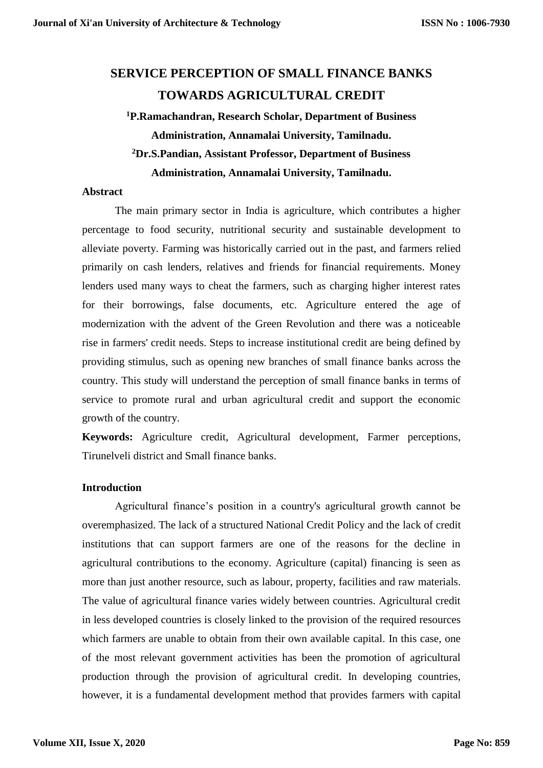# SERVICE PERCEPTION OF SMALL FINANCE BANKS TOWARDS AGRICULTURAL CREDIT

**[1]P.Ramachandran, Research Scholar, Department of Business Administration, Annamalai University, Tamilnadu.**

**[2]Dr.S.Pandian, Assistant Professor, Department of Business Administration, Annamalai University, Tamilnadu.**

## Abstract

The main primary sector in India is agriculture, which contributes a higher percentage to food security, nutritional security and sustainable development to alleviate poverty. Farming was historically carried out in the past, and farmers relied primarily on cash lenders, relatives and friends for financial requirements. Money lenders used many ways to cheat the farmers, such as charging higher interest rates for their borrowings, false documents, etc. Agriculture entered the age of modernization with the advent of the Green Revolution and there was a noticeable rise in farmers' credit needs. Steps to increase institutional credit are being defined by providing stimulus, such as opening new branches of small finance banks across the country. This study will understand the perception of small finance banks in terms of service to promote rural and urban agricultural credit and support the economic growth of the country.

**Keywords:** Agriculture credit, Agricultural development, Farmer perceptions, Tirunelveli district and Small finance banks.

## Introduction

Agricultural finance's position in a country's agricultural growth cannot be overemphasized. The lack of a structured National Credit Policy and the lack of credit institutions that can support farmers are one of the reasons for the decline in agricultural contributions to the economy. Agriculture (capital) financing is seen as more than just another resource, such as labour, property, facilities and raw materials. The value of agricultural finance varies widely between countries. Agricultural credit in less developed countries is closely linked to the provision of the required resources which farmers are unable to obtain from their own available capital. In this case, one of the most relevant government activities has been the promotion of agricultural production through the provision of agricultural credit. In developing countries, however, it is a fundamental development method that provides farmers with capital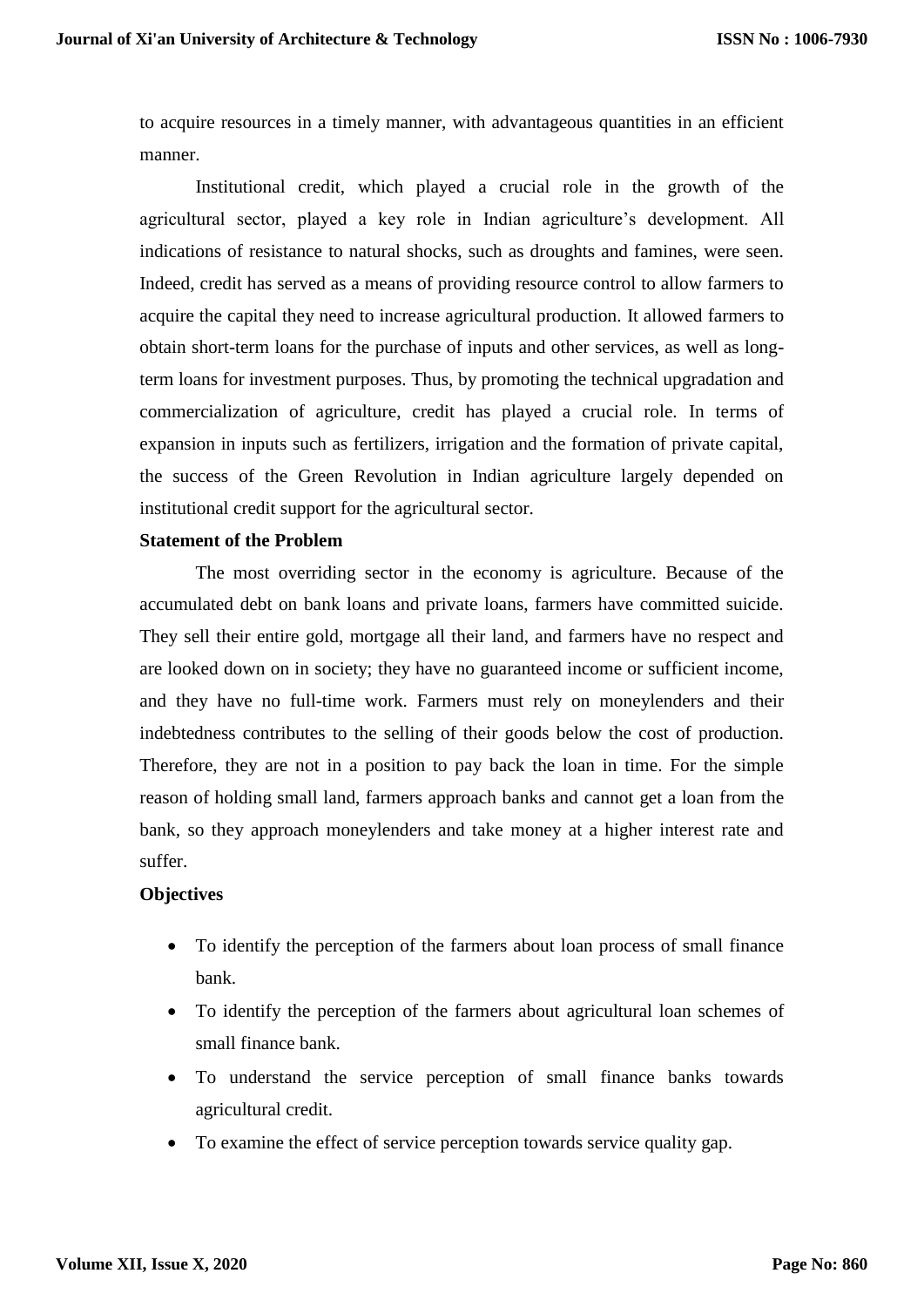to acquire resources in a timely manner, with advantageous quantities in an efficient manner.

Institutional credit, which played a crucial role in the growth of the agricultural sector, played a key role in Indian agriculture's development. All indications of resistance to natural shocks, such as droughts and famines, were seen. Indeed, credit has served as a means of providing resource control to allow farmers to acquire the capital they need to increase agricultural production. It allowed farmers to obtain short-term loans for the purchase of inputs and other services, as well as long-term loans for investment purposes. Thus, by promoting the technical upgradation and commercialization of agriculture, credit has played a crucial role. In terms of expansion in inputs such as fertilizers, irrigation and the formation of private capital, the success of the Green Revolution in Indian agriculture largely depended on institutional credit support for the agricultural sector.

**Statement of the Problem**

The most overriding sector in the economy is agriculture. Because of the accumulated debt on bank loans and private loans, farmers have committed suicide. They sell their entire gold, mortgage all their land, and farmers have no respect and are looked down on in society; they have no guaranteed income or sufficient income, and they have no full-time work. Farmers must rely on moneylenders and their indebtedness contributes to the selling of their goods below the cost of production. Therefore, they are not in a position to pay back the loan in time. For the simple reason of holding small land, farmers approach banks and cannot get a loan from the bank, so they approach moneylenders and take money at a higher interest rate and suffer.

**Objectives**

- To identify the perception of the farmers about loan process of small finance bank.
- To identify the perception of the farmers about agricultural loan schemes of small finance bank.
- To understand the service perception of small finance banks towards agricultural credit.
- To examine the effect of service perception towards service quality gap.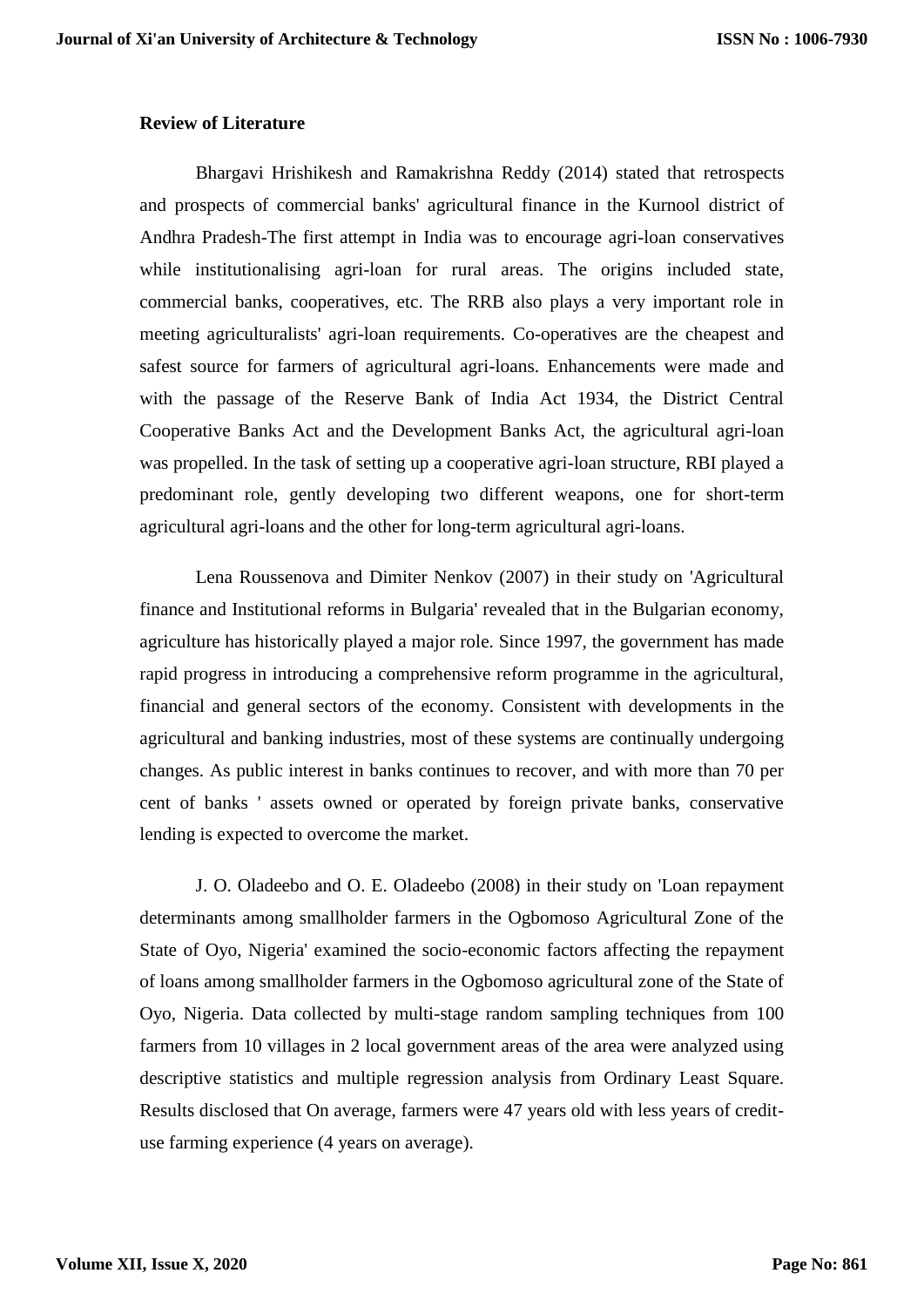**Review of Literature**

Bhargavi Hrishikesh and Ramakrishna Reddy (2014) stated that retrospects and prospects of commercial banks' agricultural finance in the Kurnool district of Andhra Pradesh-The first attempt in India was to encourage agri-loan conservatives while institutionalising agri-loan for rural areas. The origins included state, commercial banks, cooperatives, etc. The RRB also plays a very important role in meeting agriculturalists' agri-loan requirements. Co-operatives are the cheapest and safest source for farmers of agricultural agri-loans. Enhancements were made and with the passage of the Reserve Bank of India Act 1934, the District Central Cooperative Banks Act and the Development Banks Act, the agricultural agri-loan was propelled. In the task of setting up a cooperative agri-loan structure, RBI played a predominant role, gently developing two different weapons, one for short-term agricultural agri-loans and the other for long-term agricultural agri-loans.

Lena Roussenova and Dimiter Nenkov (2007) in their study on 'Agricultural finance and Institutional reforms in Bulgaria' revealed that in the Bulgarian economy, agriculture has historically played a major role. Since 1997, the government has made rapid progress in introducing a comprehensive reform programme in the agricultural, financial and general sectors of the economy. Consistent with developments in the agricultural and banking industries, most of these systems are continually undergoing changes. As public interest in banks continues to recover, and with more than 70 per cent of banks ' assets owned or operated by foreign private banks, conservative lending is expected to overcome the market.

J. O. Oladeebo and O. E. Oladeebo (2008) in their study on 'Loan repayment determinants among smallholder farmers in the Ogbomoso Agricultural Zone of the State of Oyo, Nigeria' examined the socio-economic factors affecting the repayment of loans among smallholder farmers in the Ogbomoso agricultural zone of the State of Oyo, Nigeria. Data collected by multi-stage random sampling techniques from 100 farmers from 10 villages in 2 local government areas of the area were analyzed using descriptive statistics and multiple regression analysis from Ordinary Least Square. Results disclosed that On average, farmers were 47 years old with less years of credit-use farming experience (4 years on average).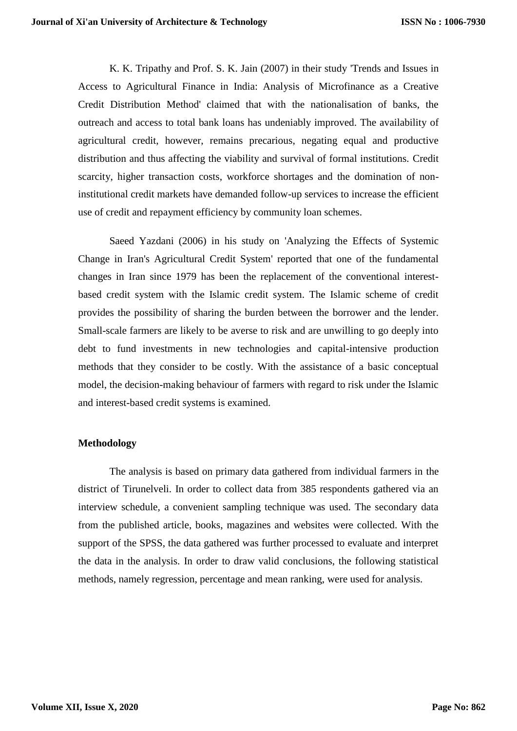K. K. Tripathy and Prof. S. K. Jain (2007) in their study 'Trends and Issues in Access to Agricultural Finance in India: Analysis of Microfinance as a Creative Credit Distribution Method' claimed that with the nationalisation of banks, the outreach and access to total bank loans has undeniably improved. The availability of agricultural credit, however, remains precarious, negating equal and productive distribution and thus affecting the viability and survival of formal institutions. Credit scarcity, higher transaction costs, workforce shortages and the domination of non-institutional credit markets have demanded follow-up services to increase the efficient use of credit and repayment efficiency by community loan schemes.

Saeed Yazdani (2006) in his study on 'Analyzing the Effects of Systemic Change in Iran's Agricultural Credit System' reported that one of the fundamental changes in Iran since 1979 has been the replacement of the conventional interest-based credit system with the Islamic credit system. The Islamic scheme of credit provides the possibility of sharing the burden between the borrower and the lender. Small-scale farmers are likely to be averse to risk and are unwilling to go deeply into debt to fund investments in new technologies and capital-intensive production methods that they consider to be costly. With the assistance of a basic conceptual model, the decision-making behaviour of farmers with regard to risk under the Islamic and interest-based credit systems is examined.

## Methodology

The analysis is based on primary data gathered from individual farmers in the district of Tirunelveli. In order to collect data from 385 respondents gathered via an interview schedule, a convenient sampling technique was used. The secondary data from the published article, books, magazines and websites were collected. With the support of the SPSS, the data gathered was further processed to evaluate and interpret the data in the analysis. In order to draw valid conclusions, the following statistical methods, namely regression, percentage and mean ranking, were used for analysis.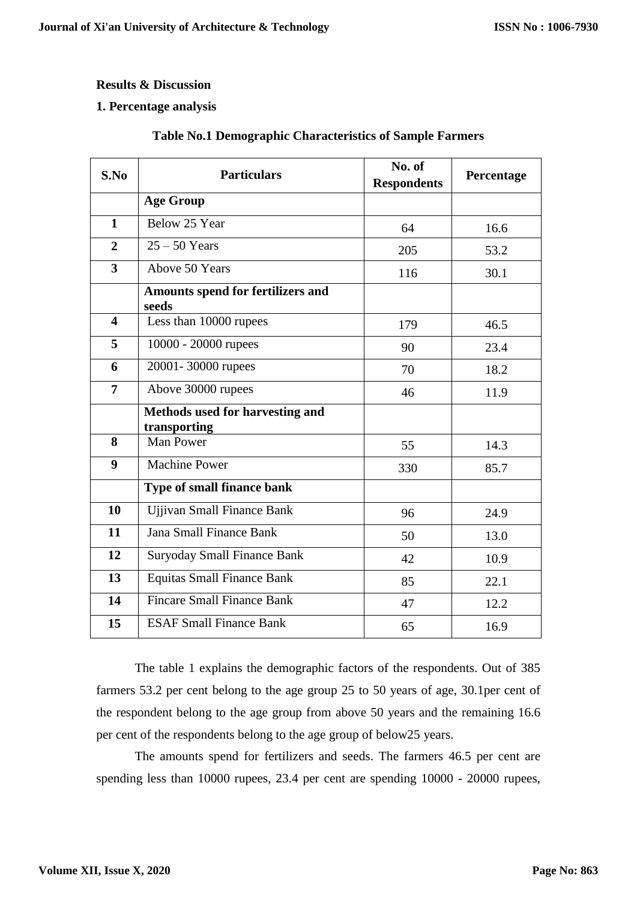## Results & Discussion

### 1. Percentage analysis

**Table No.1 Demographic Characteristics of Sample Farmers**

| S.No | Particulars | No. of Respondents | Percentage |
|---|---|---|---|
| | **Age Group** | | |
| **1** | Below 25 Year | 64 | 16.6 |
| **2** | 25 – 50 Years | 205 | 53.2 |
| **3** | Above 50 Years | 116 | 30.1 |
| | **Amounts spend for fertilizers and seeds** | | |
| **4** | Less than 10000 rupees | 179 | 46.5 |
| **5** | 10000 - 20000 rupees | 90 | 23.4 |
| **6** | 20001- 30000 rupees | 70 | 18.2 |
| **7** | Above 30000 rupees | 46 | 11.9 |
| | **Methods used for harvesting and transporting** | | |
| **8** | Man Power | 55 | 14.3 |
| **9** | Machine Power | 330 | 85.7 |
| | **Type of small finance bank** | | |
| **10** | Ujjivan Small Finance Bank | 96 | 24.9 |
| **11** | Jana Small Finance Bank | 50 | 13.0 |
| **12** | Suryoday Small Finance Bank | 42 | 10.9 |
| **13** | Equitas Small Finance Bank | 85 | 22.1 |
| **14** | Fincare Small Finance Bank | 47 | 12.2 |
| **15** | ESAF Small Finance Bank | 65 | 16.9 |

The table 1 explains the demographic factors of the respondents. Out of 385 farmers 53.2 per cent belong to the age group 25 to 50 years of age, 30.1per cent of the respondent belong to the age group from above 50 years and the remaining 16.6 per cent of the respondents belong to the age group of below25 years.

The amounts spend for fertilizers and seeds. The farmers 46.5 per cent are spending less than 10000 rupees, 23.4 per cent are spending 10000 - 20000 rupees,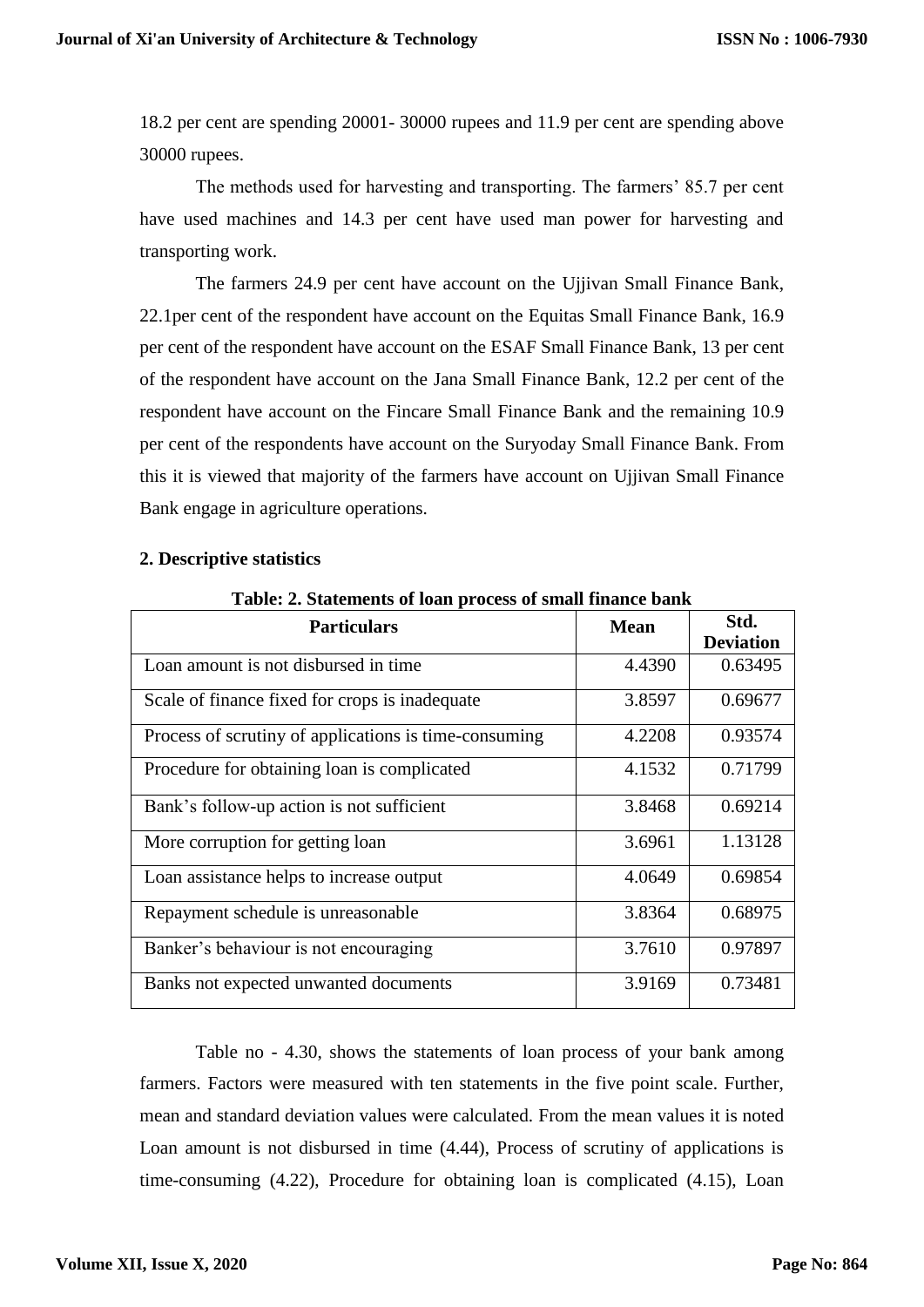18.2 per cent are spending 20001- 30000 rupees and 11.9 per cent are spending above 30000 rupees.

The methods used for harvesting and transporting. The farmers' 85.7 per cent have used machines and 14.3 per cent have used man power for harvesting and transporting work.

The farmers 24.9 per cent have account on the Ujjivan Small Finance Bank, 22.1per cent of the respondent have account on the Equitas Small Finance Bank, 16.9 per cent of the respondent have account on the ESAF Small Finance Bank, 13 per cent of the respondent have account on the Jana Small Finance Bank, 12.2 per cent of the respondent have account on the Fincare Small Finance Bank and the remaining 10.9 per cent of the respondents have account on the Suryoday Small Finance Bank. From this it is viewed that majority of the farmers have account on Ujjivan Small Finance Bank engage in agriculture operations.

**2. Descriptive statistics**

**Table: 2. Statements of loan process of small finance bank**

| Particulars | Mean | Std. Deviation |
|---|---|---|
| Loan amount is not disbursed in time | 4.4390 | 0.63495 |
| Scale of finance fixed for crops is inadequate | 3.8597 | 0.69677 |
| Process of scrutiny of applications is time-consuming | 4.2208 | 0.93574 |
| Procedure for obtaining loan is complicated | 4.1532 | 0.71799 |
| Bank's follow-up action is not sufficient | 3.8468 | 0.69214 |
| More corruption for getting loan | 3.6961 | 1.13128 |
| Loan assistance helps to increase output | 4.0649 | 0.69854 |
| Repayment schedule is unreasonable | 3.8364 | 0.68975 |
| Banker's behaviour is not encouraging | 3.7610 | 0.97897 |
| Banks not expected unwanted documents | 3.9169 | 0.73481 |

Table no - 4.30, shows the statements of loan process of your bank among farmers. Factors were measured with ten statements in the five point scale. Further, mean and standard deviation values were calculated. From the mean values it is noted Loan amount is not disbursed in time (4.44), Process of scrutiny of applications is time-consuming (4.22), Procedure for obtaining loan is complicated (4.15), Loan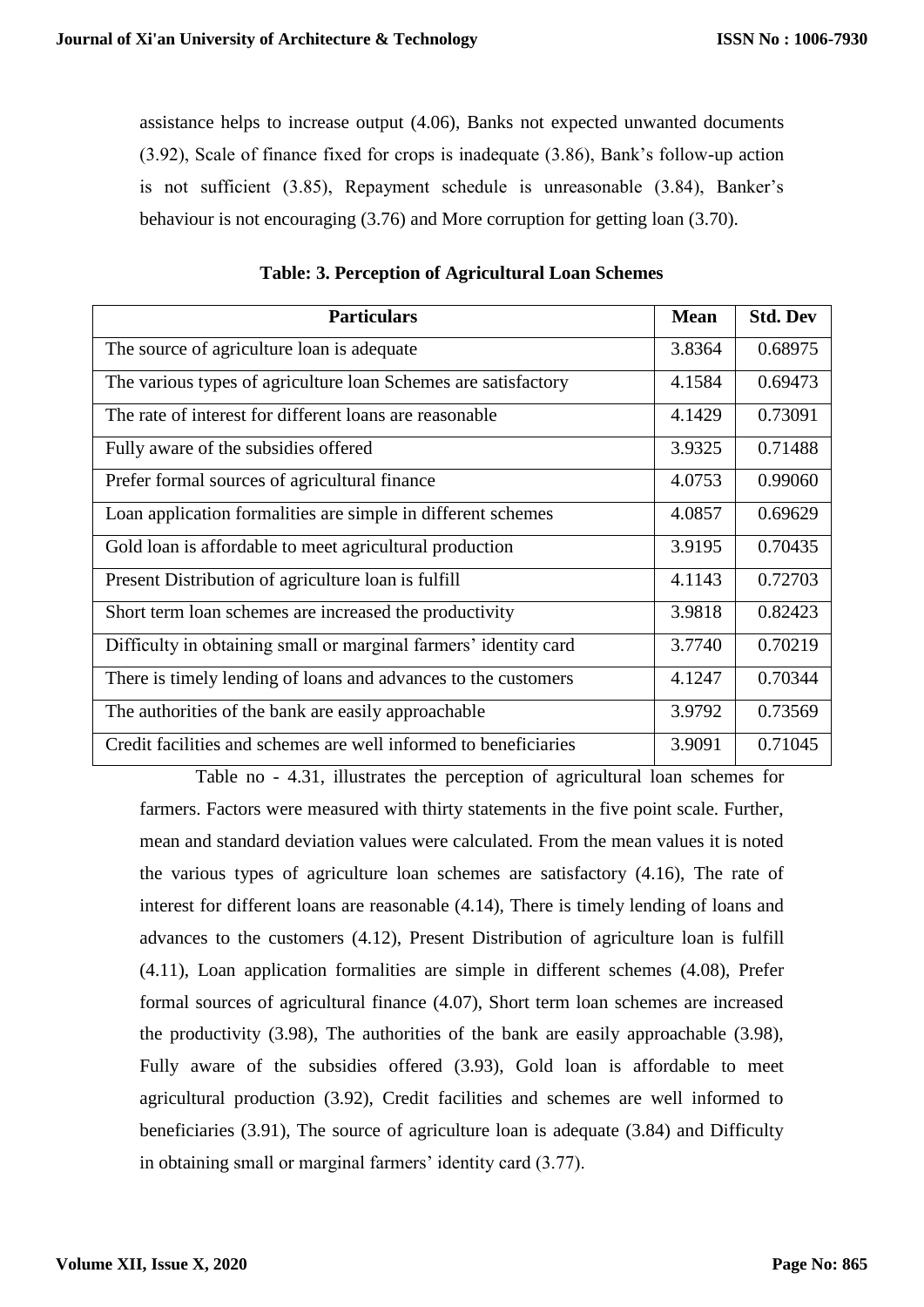assistance helps to increase output (4.06), Banks not expected unwanted documents (3.92), Scale of finance fixed for crops is inadequate (3.86), Bank's follow-up action is not sufficient (3.85), Repayment schedule is unreasonable (3.84), Banker's behaviour is not encouraging (3.76) and More corruption for getting loan (3.70).

**Table: 3. Perception of Agricultural Loan Schemes**

| Particulars | Mean | Std. Dev |
|---|---|---|
| The source of agriculture loan is adequate | 3.8364 | 0.68975 |
| The various types of agriculture loan Schemes are satisfactory | 4.1584 | 0.69473 |
| The rate of interest for different loans are reasonable | 4.1429 | 0.73091 |
| Fully aware of the subsidies offered | 3.9325 | 0.71488 |
| Prefer formal sources of agricultural finance | 4.0753 | 0.99060 |
| Loan application formalities are simple in different schemes | 4.0857 | 0.69629 |
| Gold loan is affordable to meet agricultural production | 3.9195 | 0.70435 |
| Present Distribution of agriculture loan is fulfill | 4.1143 | 0.72703 |
| Short term loan schemes are increased the productivity | 3.9818 | 0.82423 |
| Difficulty in obtaining small or marginal farmers' identity card | 3.7740 | 0.70219 |
| There is timely lending of loans and advances to the customers | 4.1247 | 0.70344 |
| The authorities of the bank are easily approachable | 3.9792 | 0.73569 |
| Credit facilities and schemes are well informed to beneficiaries | 3.9091 | 0.71045 |

Table no - 4.31, illustrates the perception of agricultural loan schemes for farmers. Factors were measured with thirty statements in the five point scale. Further, mean and standard deviation values were calculated. From the mean values it is noted the various types of agriculture loan schemes are satisfactory (4.16), The rate of interest for different loans are reasonable (4.14), There is timely lending of loans and advances to the customers (4.12), Present Distribution of agriculture loan is fulfill (4.11), Loan application formalities are simple in different schemes (4.08), Prefer formal sources of agricultural finance (4.07), Short term loan schemes are increased the productivity (3.98), The authorities of the bank are easily approachable (3.98), Fully aware of the subsidies offered (3.93), Gold loan is affordable to meet agricultural production (3.92), Credit facilities and schemes are well informed to beneficiaries (3.91), The source of agriculture loan is adequate (3.84) and Difficulty in obtaining small or marginal farmers' identity card (3.77).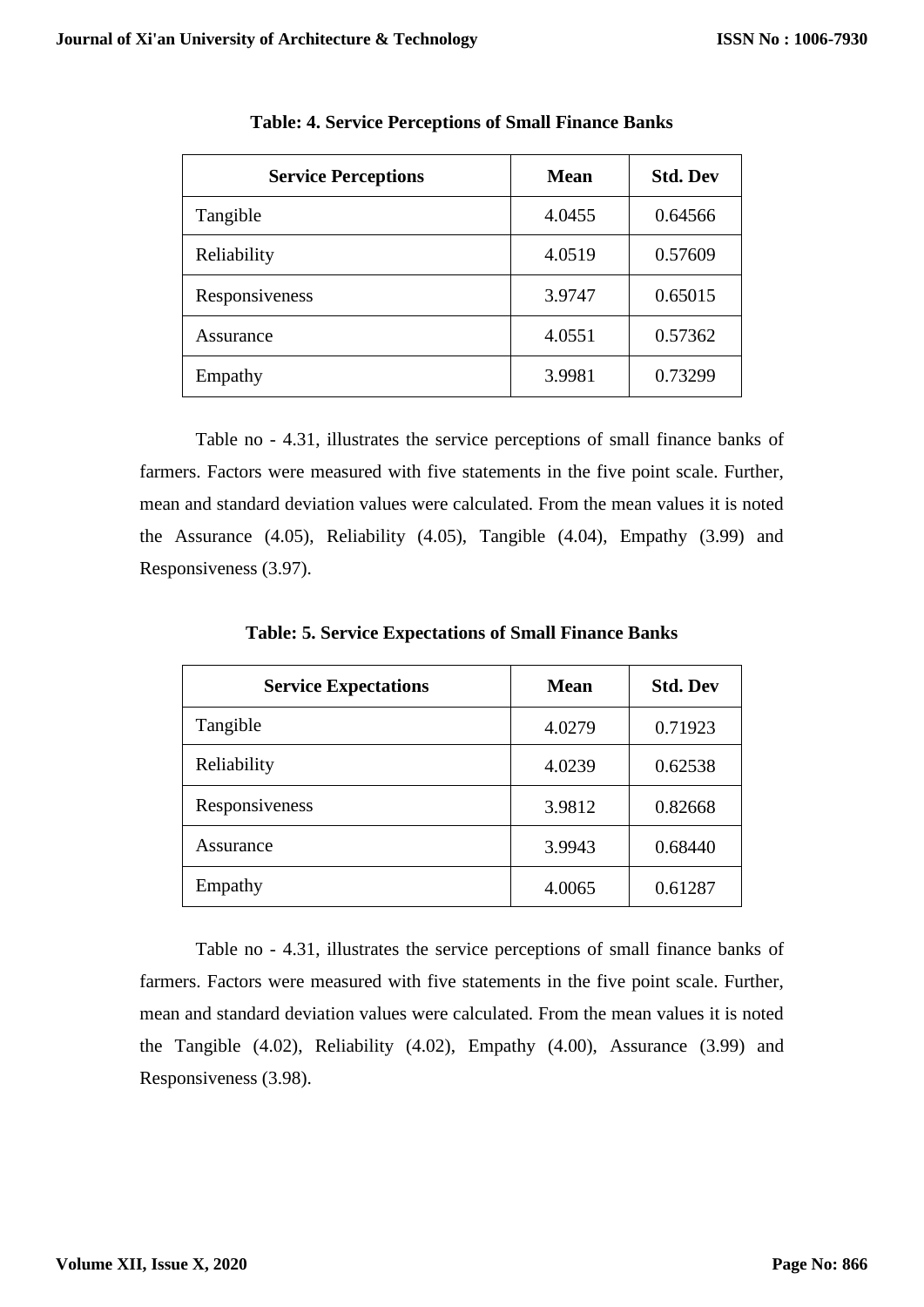**Table: 4. Service Perceptions of Small Finance Banks**

| Service Perceptions | Mean | Std. Dev |
|---|---|---|
| Tangible | 4.0455 | 0.64566 |
| Reliability | 4.0519 | 0.57609 |
| Responsiveness | 3.9747 | 0.65015 |
| Assurance | 4.0551 | 0.57362 |
| Empathy | 3.9981 | 0.73299 |

Table no - 4.31, illustrates the service perceptions of small finance banks of farmers. Factors were measured with five statements in the five point scale. Further, mean and standard deviation values were calculated. From the mean values it is noted the Assurance (4.05), Reliability (4.05), Tangible (4.04), Empathy (3.99) and Responsiveness (3.97).

**Table: 5. Service Expectations of Small Finance Banks**

| Service Expectations | Mean | Std. Dev |
|---|---|---|
| Tangible | 4.0279 | 0.71923 |
| Reliability | 4.0239 | 0.62538 |
| Responsiveness | 3.9812 | 0.82668 |
| Assurance | 3.9943 | 0.68440 |
| Empathy | 4.0065 | 0.61287 |

Table no - 4.31, illustrates the service perceptions of small finance banks of farmers. Factors were measured with five statements in the five point scale. Further, mean and standard deviation values were calculated. From the mean values it is noted the Tangible (4.02), Reliability (4.02), Empathy (4.00), Assurance (3.99) and Responsiveness (3.98).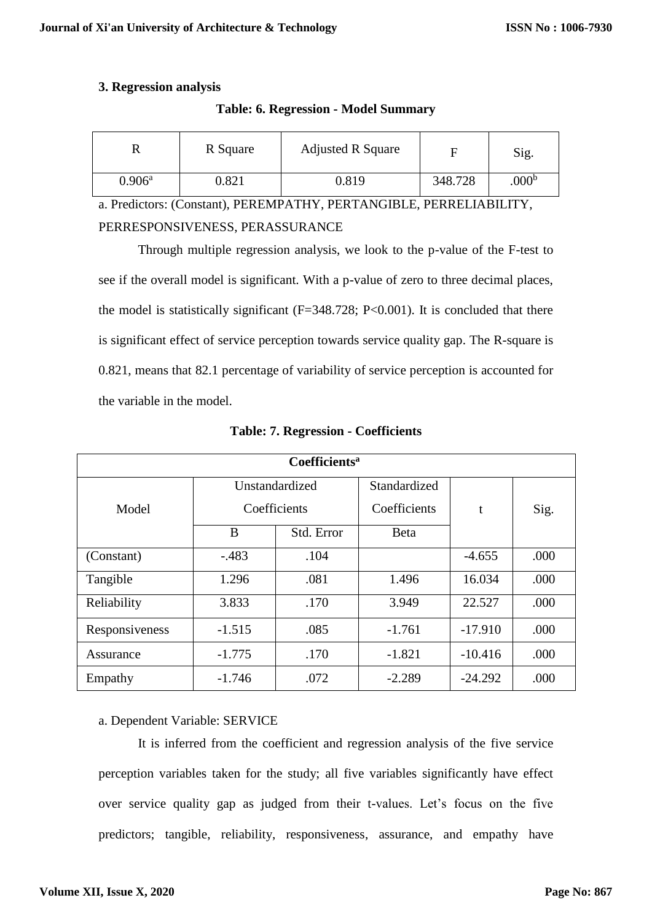### 3. Regression analysis

**Table: 6. Regression - Model Summary**

| R | R Square | Adjusted R Square | F | Sig. |
|---|---|---|---|---|
| 0.906[a] | 0.821 | 0.819 | 348.728 | .000[b] |

a. Predictors: (Constant), PEREMPATHY, PERTANGIBLE, PERRELIABILITY, PERRESPONSIVENESS, PERASSURANCE

Through multiple regression analysis, we look to the p-value of the F-test to see if the overall model is significant. With a p-value of zero to three decimal places, the model is statistically significant (F=348.728; P<0.001). It is concluded that there is significant effect of service perception towards service quality gap. The R-square is 0.821, means that 82.1 percentage of variability of service perception is accounted for the variable in the model.

**Table: 7. Regression - Coefficients**

| Coefficients[a] | | | | | |
|---|---|---|---|---|---|
| Model | Unstandardized Coefficients | | Standardized Coefficients | t | Sig. |
| | B | Std. Error | Beta | | |
| (Constant) | -.483 | .104 | | -4.655 | .000 |
| Tangible | 1.296 | .081 | 1.496 | 16.034 | .000 |
| Reliability | 3.833 | .170 | 3.949 | 22.527 | .000 |
| Responsiveness | -1.515 | .085 | -1.761 | -17.910 | .000 |
| Assurance | -1.775 | .170 | -1.821 | -10.416 | .000 |
| Empathy | -1.746 | .072 | -2.289 | -24.292 | .000 |

a. Dependent Variable: SERVICE

It is inferred from the coefficient and regression analysis of the five service perception variables taken for the study; all five variables significantly have effect over service quality gap as judged from their t-values. Let's focus on the five predictors; tangible, reliability, responsiveness, assurance, and empathy have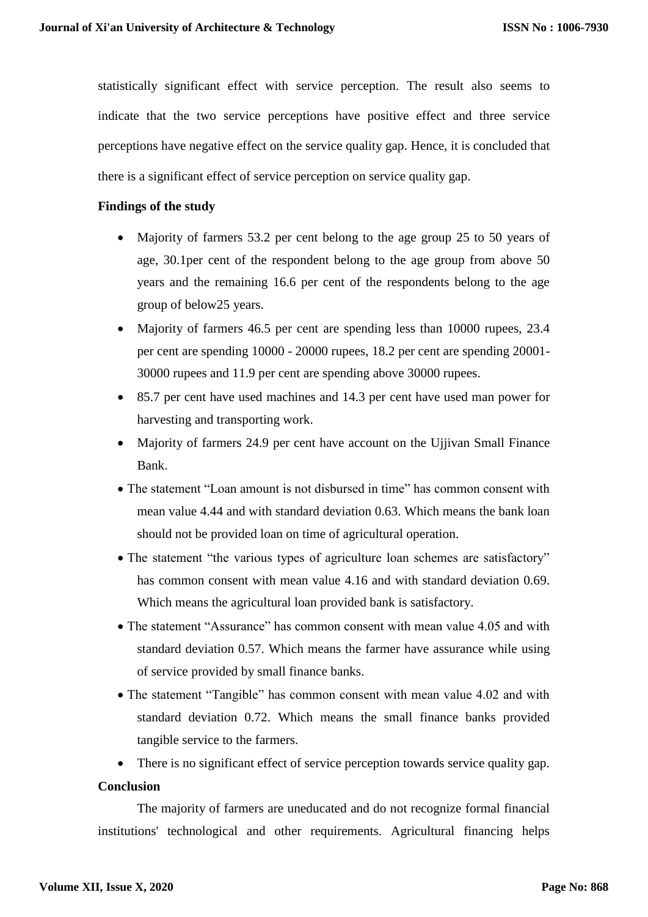statistically significant effect with service perception. The result also seems to indicate that the two service perceptions have positive effect and three service perceptions have negative effect on the service quality gap. Hence, it is concluded that there is a significant effect of service perception on service quality gap.

**Findings of the study**

- Majority of farmers 53.2 per cent belong to the age group 25 to 50 years of age, 30.1per cent of the respondent belong to the age group from above 50 years and the remaining 16.6 per cent of the respondents belong to the age group of below25 years.
- Majority of farmers 46.5 per cent are spending less than 10000 rupees, 23.4 per cent are spending 10000 - 20000 rupees, 18.2 per cent are spending 20001-30000 rupees and 11.9 per cent are spending above 30000 rupees.
- 85.7 per cent have used machines and 14.3 per cent have used man power for harvesting and transporting work.
- Majority of farmers 24.9 per cent have account on the Ujjivan Small Finance Bank.
- The statement "Loan amount is not disbursed in time" has common consent with mean value 4.44 and with standard deviation 0.63. Which means the bank loan should not be provided loan on time of agricultural operation.
- The statement "the various types of agriculture loan schemes are satisfactory" has common consent with mean value 4.16 and with standard deviation 0.69. Which means the agricultural loan provided bank is satisfactory.
- The statement "Assurance" has common consent with mean value 4.05 and with standard deviation 0.57. Which means the farmer have assurance while using of service provided by small finance banks.
- The statement "Tangible" has common consent with mean value 4.02 and with standard deviation 0.72. Which means the small finance banks provided tangible service to the farmers.
- There is no significant effect of service perception towards service quality gap.

**Conclusion**

The majority of farmers are uneducated and do not recognize formal financial institutions' technological and other requirements. Agricultural financing helps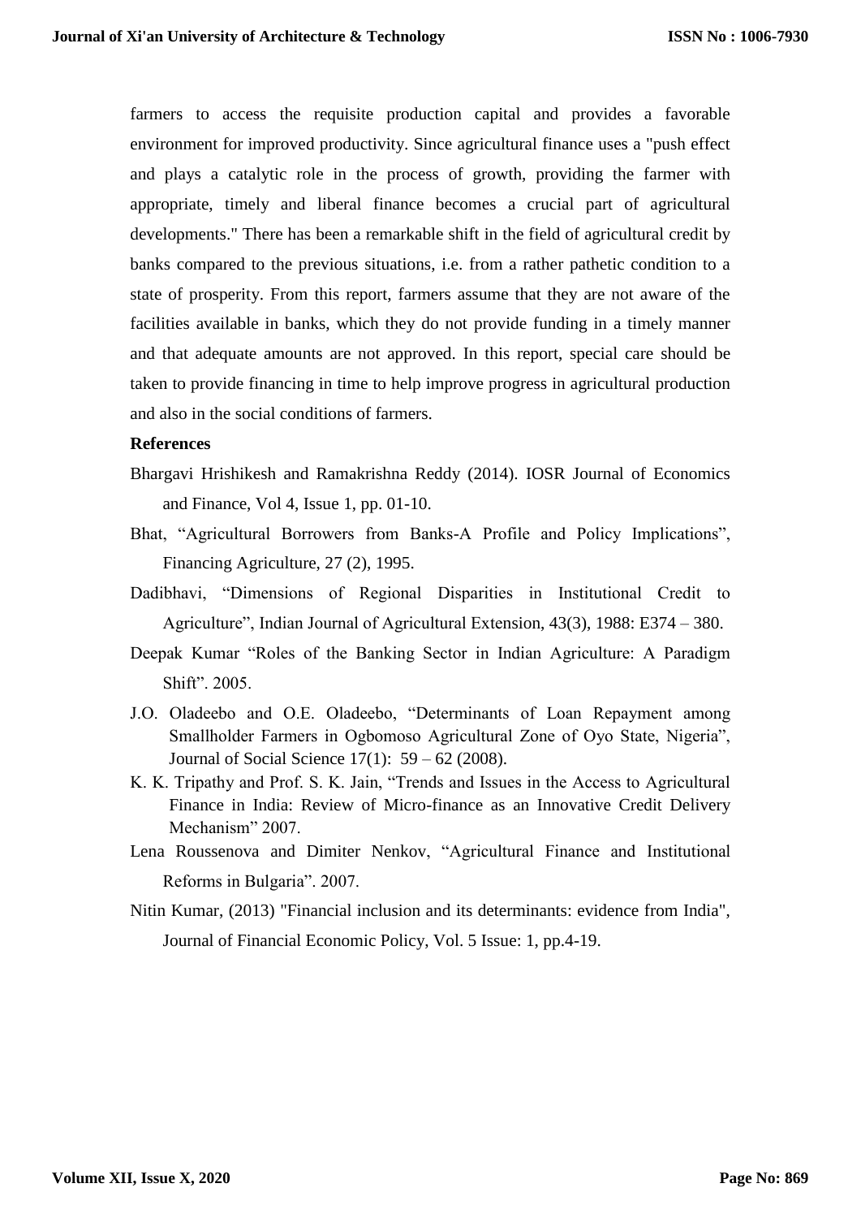farmers to access the requisite production capital and provides a favorable environment for improved productivity. Since agricultural finance uses a "push effect and plays a catalytic role in the process of growth, providing the farmer with appropriate, timely and liberal finance becomes a crucial part of agricultural developments." There has been a remarkable shift in the field of agricultural credit by banks compared to the previous situations, i.e. from a rather pathetic condition to a state of prosperity. From this report, farmers assume that they are not aware of the facilities available in banks, which they do not provide funding in a timely manner and that adequate amounts are not approved. In this report, special care should be taken to provide financing in time to help improve progress in agricultural production and also in the social conditions of farmers.

**References**

Bhargavi Hrishikesh and Ramakrishna Reddy (2014). IOSR Journal of Economics and Finance, Vol 4, Issue 1, pp. 01-10.

Bhat, "Agricultural Borrowers from Banks-A Profile and Policy Implications", Financing Agriculture, 27 (2), 1995.

Dadibhavi, "Dimensions of Regional Disparities in Institutional Credit to Agriculture", Indian Journal of Agricultural Extension, 43(3), 1988: E374 – 380.

Deepak Kumar "Roles of the Banking Sector in Indian Agriculture: A Paradigm Shift". 2005.

J.O. Oladeebo and O.E. Oladeebo, "Determinants of Loan Repayment among Smallholder Farmers in Ogbomoso Agricultural Zone of Oyo State, Nigeria", Journal of Social Science 17(1): 59 – 62 (2008).

K. K. Tripathy and Prof. S. K. Jain, "Trends and Issues in the Access to Agricultural Finance in India: Review of Micro-finance as an Innovative Credit Delivery Mechanism" 2007.

Lena Roussenova and Dimiter Nenkov, "Agricultural Finance and Institutional Reforms in Bulgaria". 2007.

Nitin Kumar, (2013) "Financial inclusion and its determinants: evidence from India", Journal of Financial Economic Policy, Vol. 5 Issue: 1, pp.4-19.